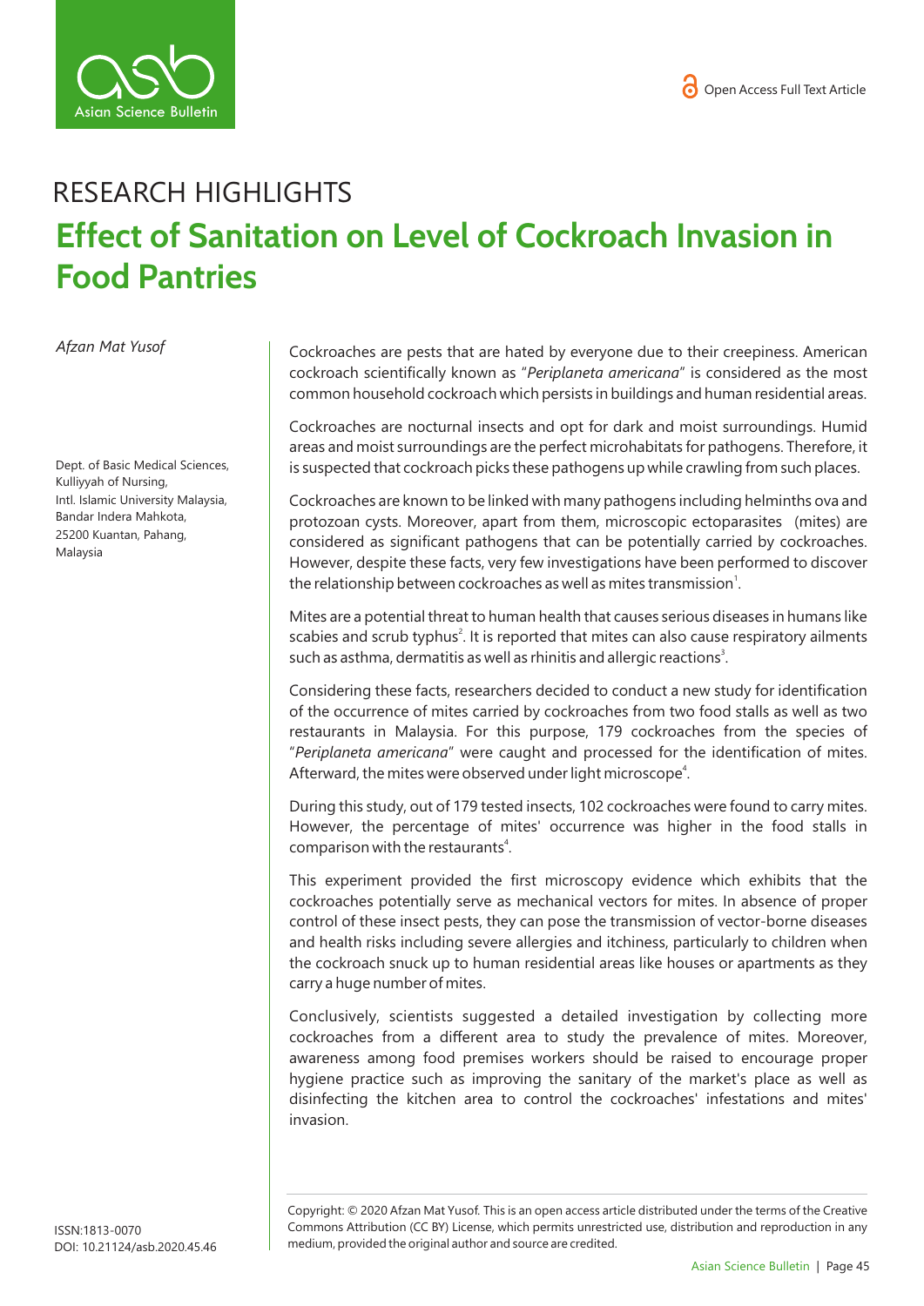RESEARCH HIGHLIGHTS

# Effect of Sanitation on Level of Cockroach Invasion in Food Pantries

*Afzan Mat Yusof*

Dept. of Basic Medical Sciences, Kulliyyah of Nursing, Intl. Islamic University Malaysia, Bandar Indera Mahkota, 25200 Kuantan, Pahang, Malaysia

Cockroaches are pests that are hated by everyone due to their creepiness. American cockroach scientifically known as "*Periplaneta americana*" is considered as the most common household cockroach which persists in buildings and human residential areas.

Cockroaches are nocturnal insects and opt for dark and moist surroundings. Humid areas and moist surroundings are the perfect microhabitats for pathogens. Therefore, it is suspected that cockroach picks these pathogens up while crawling from such places.

Cockroaches are known to be linked with many pathogens including helminths ova and protozoan cysts. Moreover, apart from them, microscopic ectoparasites (mites) are considered as significant pathogens that can be potentially carried by cockroaches. However, despite these facts, very few investigations have been performed to discover the relationship between cockroaches as well as mites transmission[1].

Mites are a potential threat to human health that causes serious diseases in humans like scabies and scrub typhus[2]. It is reported that mites can also cause respiratory ailments such as asthma, dermatitis as well as rhinitis and allergic reactions[3].

Considering these facts, researchers decided to conduct a new study for identification of the occurrence of mites carried by cockroaches from two food stalls as well as two restaurants in Malaysia. For this purpose, 179 cockroaches from the species of "*Periplaneta americana*" were caught and processed for the identification of mites. Afterward, the mites were observed under light microscope[4].

During this study, out of 179 tested insects, 102 cockroaches were found to carry mites. However, the percentage of mites' occurrence was higher in the food stalls in comparison with the restaurants[4].

This experiment provided the first microscopy evidence which exhibits that the cockroaches potentially serve as mechanical vectors for mites. In absence of proper control of these insect pests, they can pose the transmission of vector-borne diseases and health risks including severe allergies and itchiness, particularly to children when the cockroach snuck up to human residential areas like houses or apartments as they carry a huge number of mites.

Conclusively, scientists suggested a detailed investigation by collecting more cockroaches from a different area to study the prevalence of mites. Moreover, awareness among food premises workers should be raised to encourage proper hygiene practice such as improving the sanitary of the market's place as well as disinfecting the kitchen area to control the cockroaches' infestations and mites' invasion.

ISSN:1813-0070
DOI: 10.21124/asb.2020.45.46

Copyright: © 2020 Afzan Mat Yusof. This is an open access article distributed under the terms of the Creative Commons Attribution (CC BY) License, which permits unrestricted use, distribution and reproduction in any medium, provided the original author and source are credited.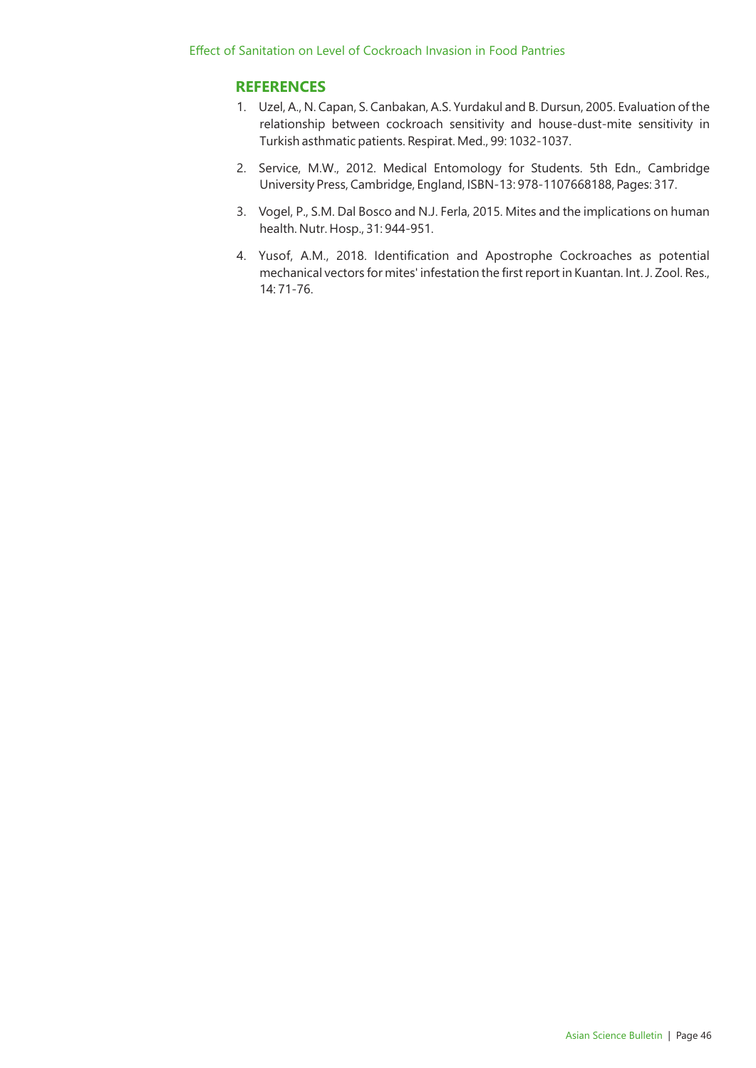## REFERENCES

1. Uzel, A., N. Capan, S. Canbakan, A.S. Yurdakul and B. Dursun, 2005. Evaluation of the relationship between cockroach sensitivity and house-dust-mite sensitivity in Turkish asthmatic patients. Respirat. Med., 99: 1032-1037.
2. Service, M.W., 2012. Medical Entomology for Students. 5th Edn., Cambridge University Press, Cambridge, England, ISBN-13: 978-1107668188, Pages: 317.
3. Vogel, P., S.M. Dal Bosco and N.J. Ferla, 2015. Mites and the implications on human health. Nutr. Hosp., 31: 944-951.
4. Yusof, A.M., 2018. Identification and Apostrophe Cockroaches as potential mechanical vectors for mites' infestation the first report in Kuantan. Int. J. Zool. Res., 14: 71-76.